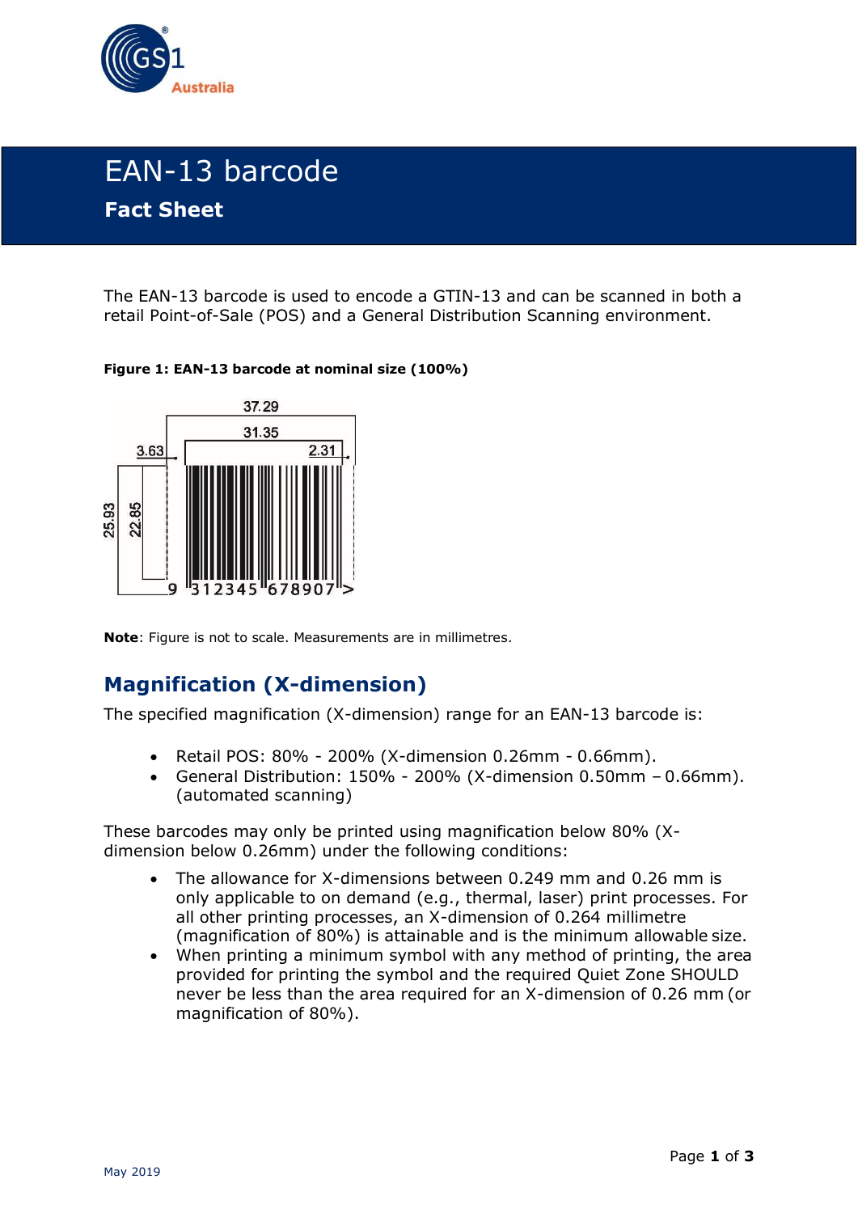# EAN-13 barcode

## Fact Sheet

The EAN-13 barcode is used to encode a GTIN-13 and can be scanned in both a retail Point-of-Sale (POS) and a General Distribution Scanning environment.

**Figure 1: EAN-13 barcode at nominal size (100%)**

**Note**: Figure is not to scale. Measurements are in millimetres.

## Magnification (X-dimension)

The specified magnification (X-dimension) range for an EAN-13 barcode is:

- Retail POS: 80% - 200% (X-dimension 0.26mm - 0.66mm).
- General Distribution: 150% - 200% (X-dimension 0.50mm – 0.66mm). (automated scanning)

These barcodes may only be printed using magnification below 80% (X-dimension below 0.26mm) under the following conditions:

- The allowance for X-dimensions between 0.249 mm and 0.26 mm is only applicable to on demand (e.g., thermal, laser) print processes. For all other printing processes, an X-dimension of 0.264 millimetre (magnification of 80%) is attainable and is the minimum allowable size.
- When printing a minimum symbol with any method of printing, the area provided for printing the symbol and the required Quiet Zone SHOULD never be less than the area required for an X-dimension of 0.26 mm (or magnification of 80%).

May 2019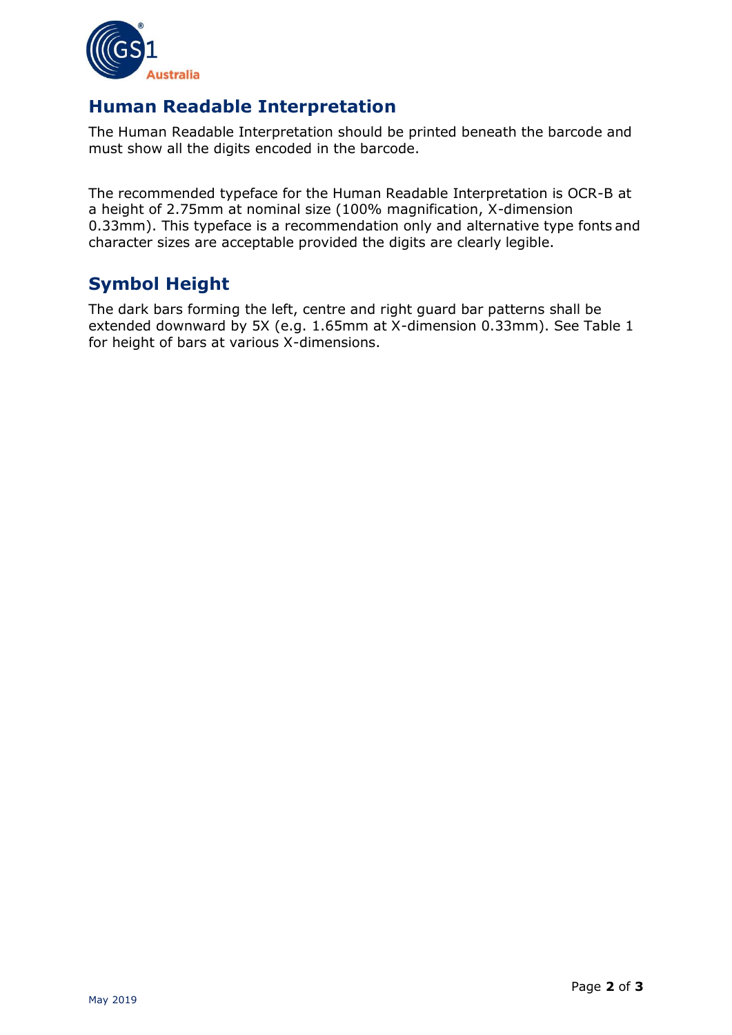## Human Readable Interpretation

The Human Readable Interpretation should be printed beneath the barcode and must show all the digits encoded in the barcode.

The recommended typeface for the Human Readable Interpretation is OCR-B at a height of 2.75mm at nominal size (100% magnification, X-dimension 0.33mm). This typeface is a recommendation only and alternative type fonts and character sizes are acceptable provided the digits are clearly legible.

## Symbol Height

The dark bars forming the left, centre and right guard bar patterns shall be extended downward by 5X (e.g. 1.65mm at X-dimension 0.33mm). See Table 1 for height of bars at various X-dimensions.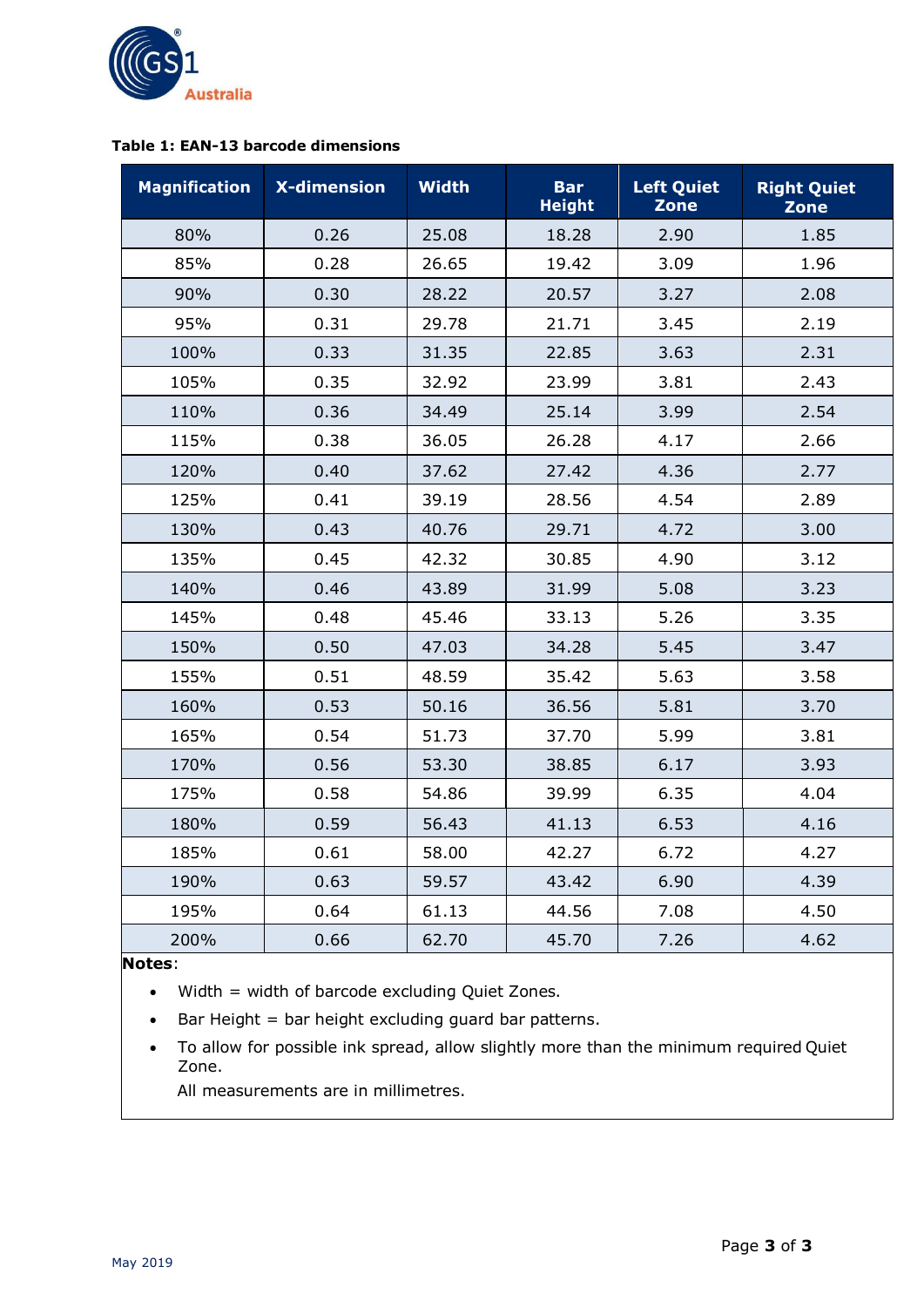**Table 1: EAN-13 barcode dimensions**

| Magnification | X-dimension | Width | Bar Height | Left Quiet Zone | Right Quiet Zone |
|---|---|---|---|---|---|
| 80% | 0.26 | 25.08 | 18.28 | 2.90 | 1.85 |
| 85% | 0.28 | 26.65 | 19.42 | 3.09 | 1.96 |
| 90% | 0.30 | 28.22 | 20.57 | 3.27 | 2.08 |
| 95% | 0.31 | 29.78 | 21.71 | 3.45 | 2.19 |
| 100% | 0.33 | 31.35 | 22.85 | 3.63 | 2.31 |
| 105% | 0.35 | 32.92 | 23.99 | 3.81 | 2.43 |
| 110% | 0.36 | 34.49 | 25.14 | 3.99 | 2.54 |
| 115% | 0.38 | 36.05 | 26.28 | 4.17 | 2.66 |
| 120% | 0.40 | 37.62 | 27.42 | 4.36 | 2.77 |
| 125% | 0.41 | 39.19 | 28.56 | 4.54 | 2.89 |
| 130% | 0.43 | 40.76 | 29.71 | 4.72 | 3.00 |
| 135% | 0.45 | 42.32 | 30.85 | 4.90 | 3.12 |
| 140% | 0.46 | 43.89 | 31.99 | 5.08 | 3.23 |
| 145% | 0.48 | 45.46 | 33.13 | 5.26 | 3.35 |
| 150% | 0.50 | 47.03 | 34.28 | 5.45 | 3.47 |
| 155% | 0.51 | 48.59 | 35.42 | 5.63 | 3.58 |
| 160% | 0.53 | 50.16 | 36.56 | 5.81 | 3.70 |
| 165% | 0.54 | 51.73 | 37.70 | 5.99 | 3.81 |
| 170% | 0.56 | 53.30 | 38.85 | 6.17 | 3.93 |
| 175% | 0.58 | 54.86 | 39.99 | 6.35 | 4.04 |
| 180% | 0.59 | 56.43 | 41.13 | 6.53 | 4.16 |
| 185% | 0.61 | 58.00 | 42.27 | 6.72 | 4.27 |
| 190% | 0.63 | 59.57 | 43.42 | 6.90 | 4.39 |
| 195% | 0.64 | 61.13 | 44.56 | 7.08 | 4.50 |
| 200% | 0.66 | 62.70 | 45.70 | 7.26 | 4.62 |

**Notes**:

- Width = width of barcode excluding Quiet Zones.
- Bar Height = bar height excluding guard bar patterns.
- To allow for possible ink spread, allow slightly more than the minimum required Quiet Zone.

  All measurements are in millimetres.

May 2019